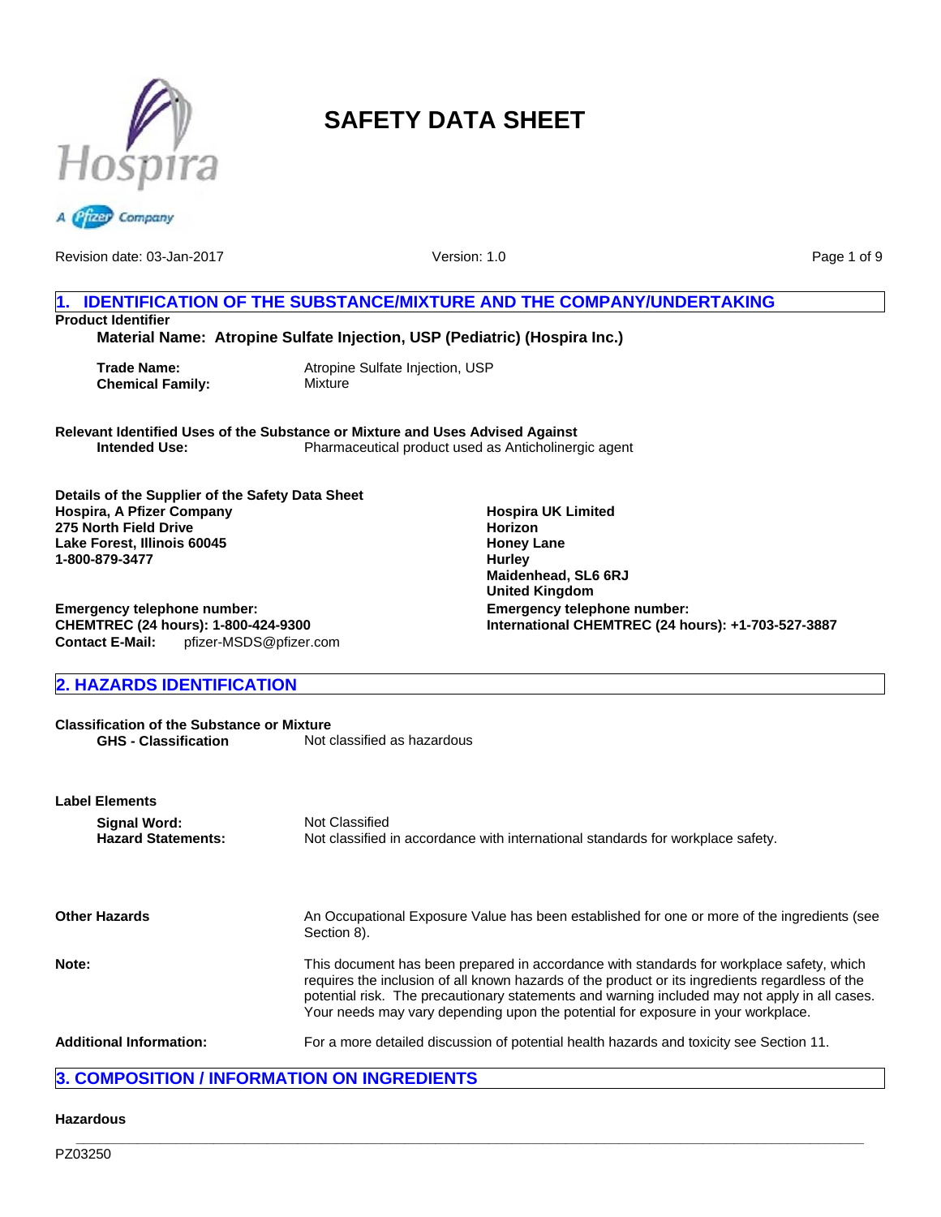# SAFETY DATA SHEET

Revision date: 03-Jan-2017 Version: 1.0

## 1. IDENTIFICATION OF THE SUBSTANCE/MIXTURE AND THE COMPANY/UNDERTAKING

**Product Identifier**

**Material Name: Atropine Sulfate Injection, USP (Pediatric) (Hospira Inc.)**

**Trade Name:** Atropine Sulfate Injection, USP
**Chemical Family:** Mixture

**Relevant Identified Uses of the Substance or Mixture and Uses Advised Against**
**Intended Use:** Pharmaceutical product used as Anticholinergic agent

**Details of the Supplier of the Safety Data Sheet**
**Hospira, A Pfizer Company**
**275 North Field Drive**
**Lake Forest, Illinois 60045**
**1-800-879-3477**

**Hospira UK Limited**
**Horizon**
**Honey Lane**
**Hurley**
**Maidenhead, SL6 6RJ**
**United Kingdom**

**Emergency telephone number:**
**CHEMTREC (24 hours): 1-800-424-9300**
**Contact E-Mail:** pfizer-MSDS@pfizer.com

**Emergency telephone number:**
**International CHEMTREC (24 hours): +1-703-527-3887**

## 2. HAZARDS IDENTIFICATION

**Classification of the Substance or Mixture**
**GHS - Classification** Not classified as hazardous

**Label Elements**
**Signal Word:** Not Classified
**Hazard Statements:** Not classified in accordance with international standards for workplace safety.

**Other Hazards** An Occupational Exposure Value has been established for one or more of the ingredients (see Section 8).

**Note:** This document has been prepared in accordance with standards for workplace safety, which requires the inclusion of all known hazards of the product or its ingredients regardless of the potential risk. The precautionary statements and warning included may not apply in all cases. Your needs may vary depending upon the potential for exposure in your workplace.

**Additional Information:** For a more detailed discussion of potential health hazards and toxicity see Section 11.

## 3. COMPOSITION / INFORMATION ON INGREDIENTS

**Hazardous**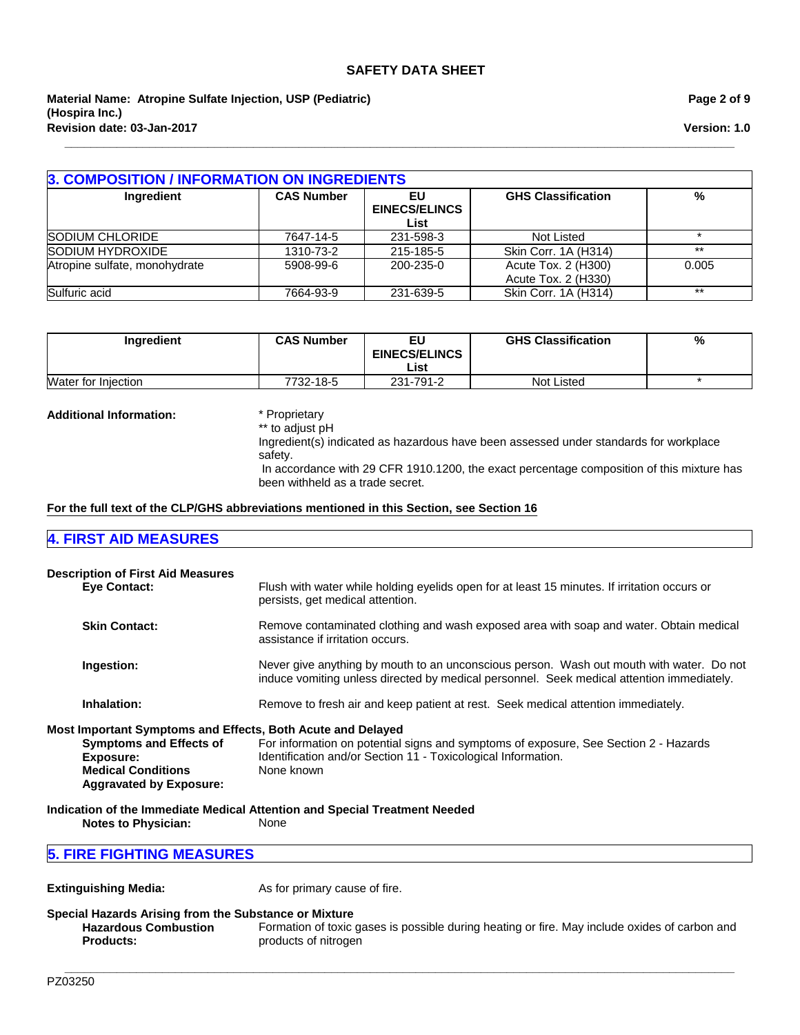## 3. COMPOSITION / INFORMATION ON INGREDIENTS

| Ingredient | CAS Number | EU EINECS/ELINCS List | GHS Classification | % |
|---|---|---|---|---|
| SODIUM CHLORIDE | 7647-14-5 | 231-598-3 | Not Listed | * |
| SODIUM HYDROXIDE | 1310-73-2 | 215-185-5 | Skin Corr. 1A (H314) | ** |
| Atropine sulfate, monohydrate | 5908-99-6 | 200-235-0 | Acute Tox. 2 (H300)<br>Acute Tox. 2 (H330) | 0.005 |
| Sulfuric acid | 7664-93-9 | 231-639-5 | Skin Corr. 1A (H314) | ** |

| Ingredient | CAS Number | EU EINECS/ELINCS List | GHS Classification | % |
|---|---|---|---|---|
| Water for Injection | 7732-18-5 | 231-791-2 | Not Listed | * |

**Additional Information:**

* Proprietary
** to adjust pH
Ingredient(s) indicated as hazardous have been assessed under standards for workplace safety.
In accordance with 29 CFR 1910.1200, the exact percentage composition of this mixture has been withheld as a trade secret.

**For the full text of the CLP/GHS abbreviations mentioned in this Section, see Section 16**

## 4. FIRST AID MEASURES

**Description of First Aid Measures**

**Eye Contact:** Flush with water while holding eyelids open for at least 15 minutes. If irritation occurs or persists, get medical attention.

**Skin Contact:** Remove contaminated clothing and wash exposed area with soap and water. Obtain medical assistance if irritation occurs.

**Ingestion:** Never give anything by mouth to an unconscious person. Wash out mouth with water. Do not induce vomiting unless directed by medical personnel. Seek medical attention immediately.

**Inhalation:** Remove to fresh air and keep patient at rest. Seek medical attention immediately.

**Most Important Symptoms and Effects, Both Acute and Delayed**

**Symptoms and Effects of Exposure:** For information on potential signs and symptoms of exposure, See Section 2 - Hazards Identification and/or Section 11 - Toxicological Information.

**Medical Conditions Aggravated by Exposure:** None known

**Indication of the Immediate Medical Attention and Special Treatment Needed**

**Notes to Physician:** None

## 5. FIRE FIGHTING MEASURES

**Extinguishing Media:** As for primary cause of fire.

**Special Hazards Arising from the Substance or Mixture**

**Hazardous Combustion Products:** Formation of toxic gases is possible during heating or fire. May include oxides of carbon and products of nitrogen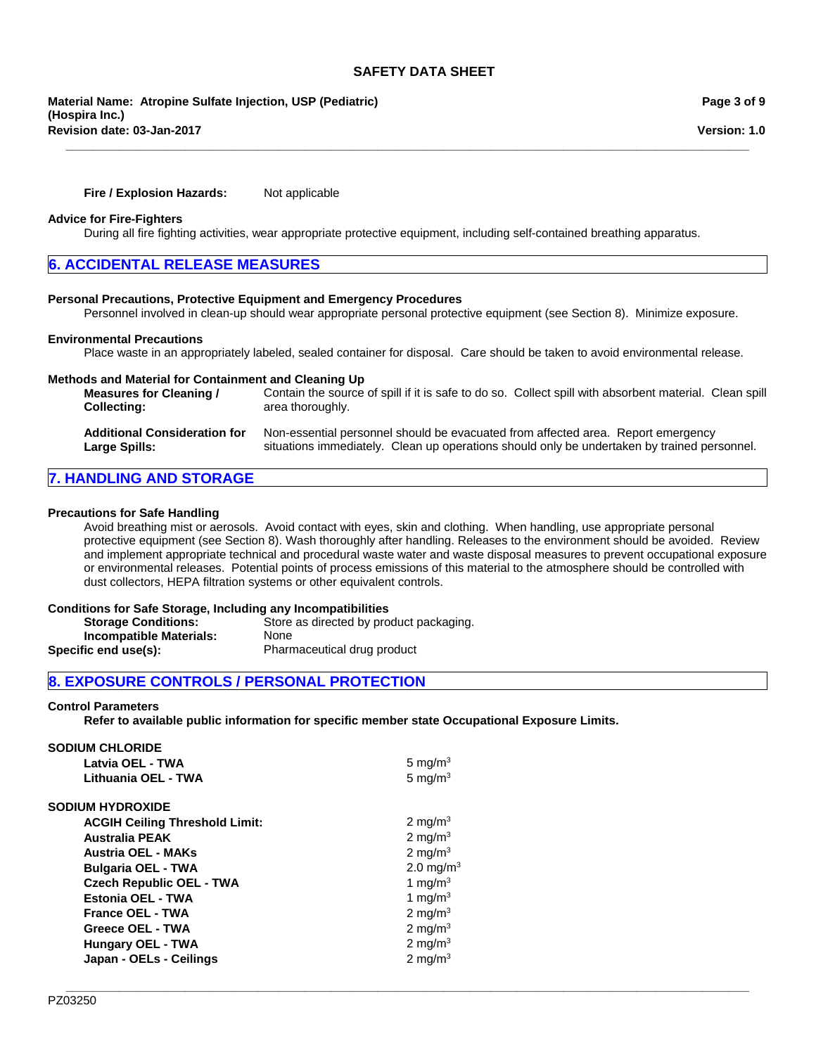**Fire / Explosion Hazards:** Not applicable

**Advice for Fire-Fighters**

During all fire fighting activities, wear appropriate protective equipment, including self-contained breathing apparatus.

## 6. ACCIDENTAL RELEASE MEASURES

**Personal Precautions, Protective Equipment and Emergency Procedures**

Personnel involved in clean-up should wear appropriate personal protective equipment (see Section 8). Minimize exposure.

**Environmental Precautions**

Place waste in an appropriately labeled, sealed container for disposal. Care should be taken to avoid environmental release.

**Methods and Material for Containment and Cleaning Up**

**Measures for Cleaning / Collecting:** Contain the source of spill if it is safe to do so. Collect spill with absorbent material. Clean spill area thoroughly.

**Additional Consideration for Large Spills:** Non-essential personnel should be evacuated from affected area. Report emergency situations immediately. Clean up operations should only be undertaken by trained personnel.

## 7. HANDLING AND STORAGE

**Precautions for Safe Handling**

Avoid breathing mist or aerosols. Avoid contact with eyes, skin and clothing. When handling, use appropriate personal protective equipment (see Section 8). Wash thoroughly after handling. Releases to the environment should be avoided. Review and implement appropriate technical and procedural waste water and waste disposal measures to prevent occupational exposure or environmental releases. Potential points of process emissions of this material to the atmosphere should be controlled with dust collectors, HEPA filtration systems or other equivalent controls.

**Conditions for Safe Storage, Including any Incompatibilities**

**Storage Conditions:** Store as directed by product packaging.
**Incompatible Materials:** None
**Specific end use(s):** Pharmaceutical drug product

## 8. EXPOSURE CONTROLS / PERSONAL PROTECTION

**Control Parameters**

**Refer to available public information for specific member state Occupational Exposure Limits.**

**SODIUM CHLORIDE**

| | |
|---|---|
| **Latvia OEL - TWA** | 5 mg/m$^3$ |
| **Lithuania OEL - TWA** | 5 mg/m$^3$ |

**SODIUM HYDROXIDE**

| | |
|---|---|
| **ACGIH Ceiling Threshold Limit:** | 2 mg/m$^3$ |
| **Australia PEAK** | 2 mg/m$^3$ |
| **Austria OEL - MAKs** | 2 mg/m$^3$ |
| **Bulgaria OEL - TWA** | 2.0 mg/m$^3$ |
| **Czech Republic OEL - TWA** | 1 mg/m$^3$ |
| **Estonia OEL - TWA** | 1 mg/m$^3$ |
| **France OEL - TWA** | 2 mg/m$^3$ |
| **Greece OEL - TWA** | 2 mg/m$^3$ |
| **Hungary OEL - TWA** | 2 mg/m$^3$ |
| **Japan - OELs - Ceilings** | 2 mg/m$^3$ |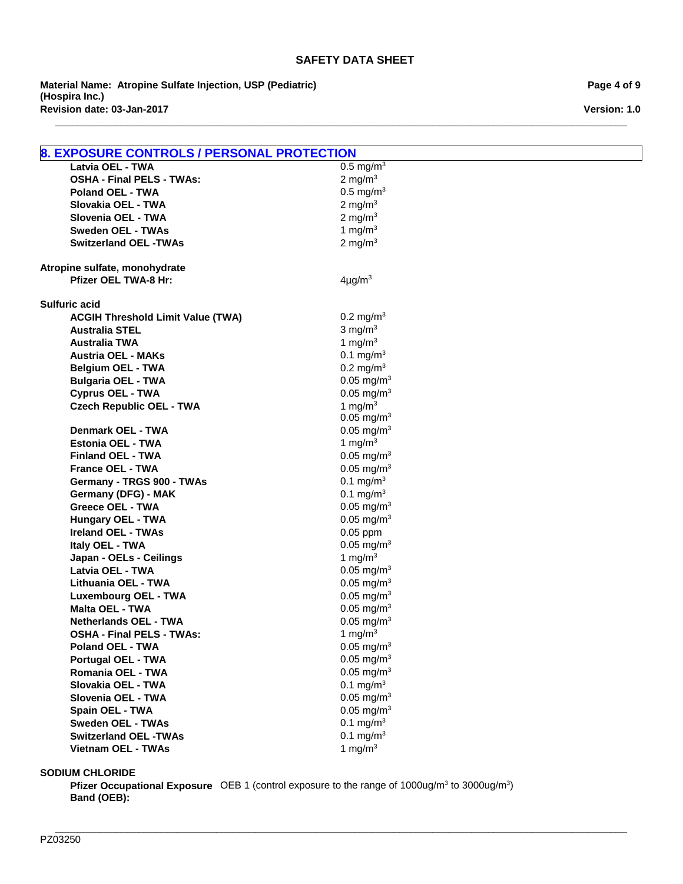## 8. EXPOSURE CONTROLS / PERSONAL PROTECTION

| | |
|---|---|
| **Latvia OEL - TWA** | 0.5 mg/m$^3$ |
| **OSHA - Final PELS - TWAs:** | 2 mg/m$^3$ |
| **Poland OEL - TWA** | 0.5 mg/m$^3$ |
| **Slovakia OEL - TWA** | 2 mg/m$^3$ |
| **Slovenia OEL - TWA** | 2 mg/m$^3$ |
| **Sweden OEL - TWAs** | 1 mg/m$^3$ |
| **Switzerland OEL -TWAs** | 2 mg/m$^3$ |

**Atropine sulfate, monohydrate**

| | |
|---|---|
| **Pfizer OEL TWA-8 Hr:** | 4µg/m$^3$ |

**Sulfuric acid**

| | |
|---|---|
| **ACGIH Threshold Limit Value (TWA)** | 0.2 mg/m$^3$ |
| **Australia STEL** | 3 mg/m$^3$ |
| **Australia TWA** | 1 mg/m$^3$ |
| **Austria OEL - MAKs** | 0.1 mg/m$^3$ |
| **Belgium OEL - TWA** | 0.2 mg/m$^3$ |
| **Bulgaria OEL - TWA** | 0.05 mg/m$^3$ |
| **Cyprus OEL - TWA** | 0.05 mg/m$^3$ |
| **Czech Republic OEL - TWA** | 1 mg/m$^3$<br>0.05 mg/m$^3$ |
| **Denmark OEL - TWA** | 0.05 mg/m$^3$ |
| **Estonia OEL - TWA** | 1 mg/m$^3$ |
| **Finland OEL - TWA** | 0.05 mg/m$^3$ |
| **France OEL - TWA** | 0.05 mg/m$^3$ |
| **Germany - TRGS 900 - TWAs** | 0.1 mg/m$^3$ |
| **Germany (DFG) - MAK** | 0.1 mg/m$^3$ |
| **Greece OEL - TWA** | 0.05 mg/m$^3$ |
| **Hungary OEL - TWA** | 0.05 mg/m$^3$ |
| **Ireland OEL - TWAs** | 0.05 ppm |
| **Italy OEL - TWA** | 0.05 mg/m$^3$ |
| **Japan - OELs - Ceilings** | 1 mg/m$^3$ |
| **Latvia OEL - TWA** | 0.05 mg/m$^3$ |
| **Lithuania OEL - TWA** | 0.05 mg/m$^3$ |
| **Luxembourg OEL - TWA** | 0.05 mg/m$^3$ |
| **Malta OEL - TWA** | 0.05 mg/m$^3$ |
| **Netherlands OEL - TWA** | 0.05 mg/m$^3$ |
| **OSHA - Final PELS - TWAs:** | 1 mg/m$^3$ |
| **Poland OEL - TWA** | 0.05 mg/m$^3$ |
| **Portugal OEL - TWA** | 0.05 mg/m$^3$ |
| **Romania OEL - TWA** | 0.05 mg/m$^3$ |
| **Slovakia OEL - TWA** | 0.1 mg/m$^3$ |
| **Slovenia OEL - TWA** | 0.05 mg/m$^3$ |
| **Spain OEL - TWA** | 0.05 mg/m$^3$ |
| **Sweden OEL - TWAs** | 0.1 mg/m$^3$ |
| **Switzerland OEL -TWAs** | 0.1 mg/m$^3$ |
| **Vietnam OEL - TWAs** | 1 mg/m$^3$ |

**SODIUM CHLORIDE**

**Pfizer Occupational Exposure Band (OEB):** OEB 1 (control exposure to the range of 1000ug/m$^3$ to 3000ug/m$^3$)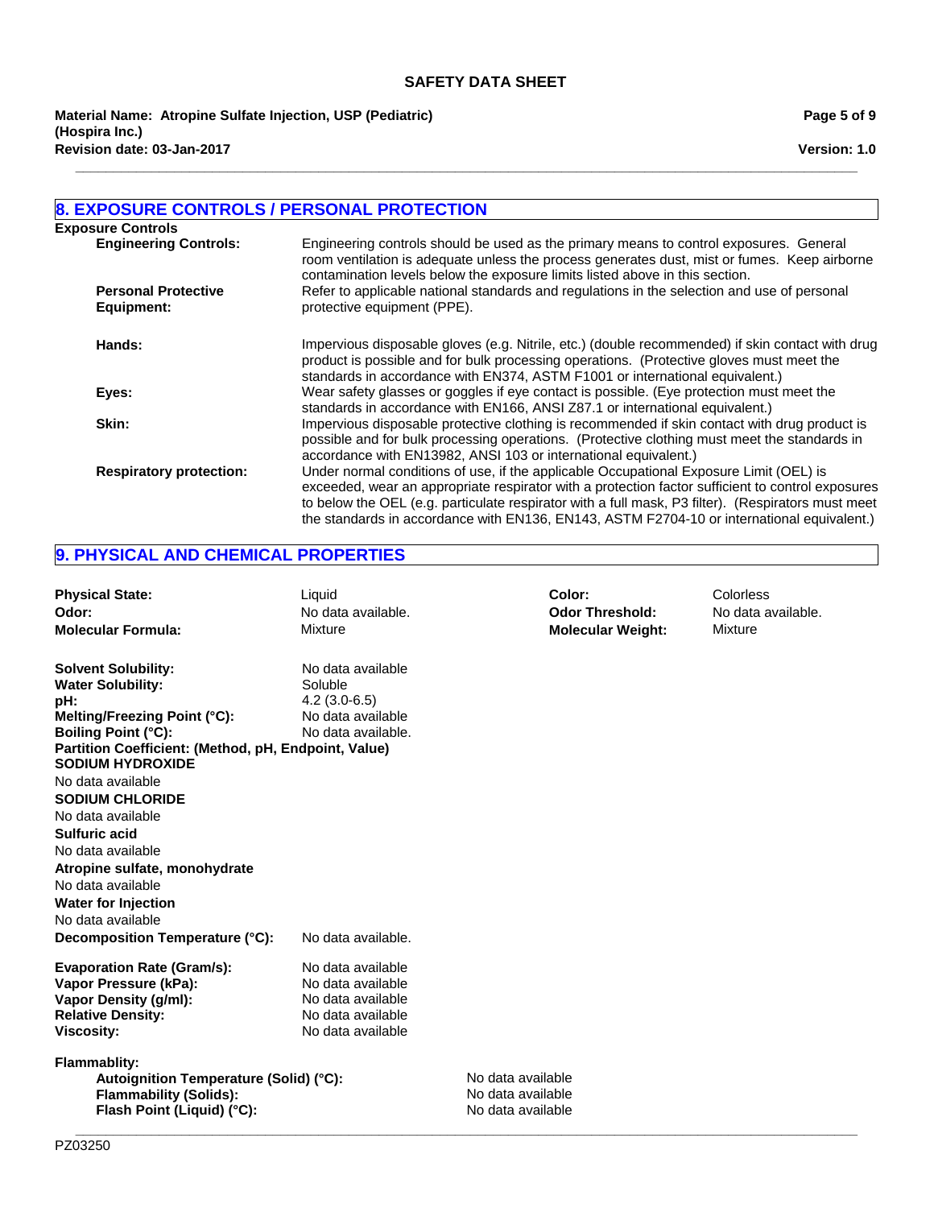## 8. EXPOSURE CONTROLS / PERSONAL PROTECTION

**Exposure Controls**

**Engineering Controls:** Engineering controls should be used as the primary means to control exposures. General room ventilation is adequate unless the process generates dust, mist or fumes. Keep airborne contamination levels below the exposure limits listed above in this section.

**Personal Protective Equipment:** Refer to applicable national standards and regulations in the selection and use of personal protective equipment (PPE).

**Hands:** Impervious disposable gloves (e.g. Nitrile, etc.) (double recommended) if skin contact with drug product is possible and for bulk processing operations. (Protective gloves must meet the standards in accordance with EN374, ASTM F1001 or international equivalent.)

**Eyes:** Wear safety glasses or goggles if eye contact is possible. (Eye protection must meet the standards in accordance with EN166, ANSI Z87.1 or international equivalent.)

**Skin:** Impervious disposable protective clothing is recommended if skin contact with drug product is possible and for bulk processing operations. (Protective clothing must meet the standards in accordance with EN13982, ANSI 103 or international equivalent.)

**Respiratory protection:** Under normal conditions of use, if the applicable Occupational Exposure Limit (OEL) is exceeded, wear an appropriate respirator with a protection factor sufficient to control exposures to below the OEL (e.g. particulate respirator with a full mask, P3 filter). (Respirators must meet the standards in accordance with EN136, EN143, ASTM F2704-10 or international equivalent.)

## 9. PHYSICAL AND CHEMICAL PROPERTIES

**Physical State:** Liquid
**Color:** Colorless
**Odor:** No data available.
**Odor Threshold:** No data available.
**Molecular Formula:** Mixture
**Molecular Weight:** Mixture

**Solvent Solubility:** No data available
**Water Solubility:** Soluble
**pH:** 4.2 (3.0-6.5)
**Melting/Freezing Point (°C):** No data available
**Boiling Point (°C):** No data available.
**Partition Coefficient: (Method, pH, Endpoint, Value)**

**SODIUM HYDROXIDE**
No data available

**SODIUM CHLORIDE**
No data available

**Sulfuric acid**
No data available

**Atropine sulfate, monohydrate**
No data available

**Water for Injection**
No data available

**Decomposition Temperature (°C):** No data available.

**Evaporation Rate (Gram/s):** No data available
**Vapor Pressure (kPa):** No data available
**Vapor Density (g/ml):** No data available
**Relative Density:** No data available
**Viscosity:** No data available

**Flammablity:**
- **Autoignition Temperature (Solid) (°C):** No data available
- **Flammability (Solids):** No data available
- **Flash Point (Liquid) (°C):** No data available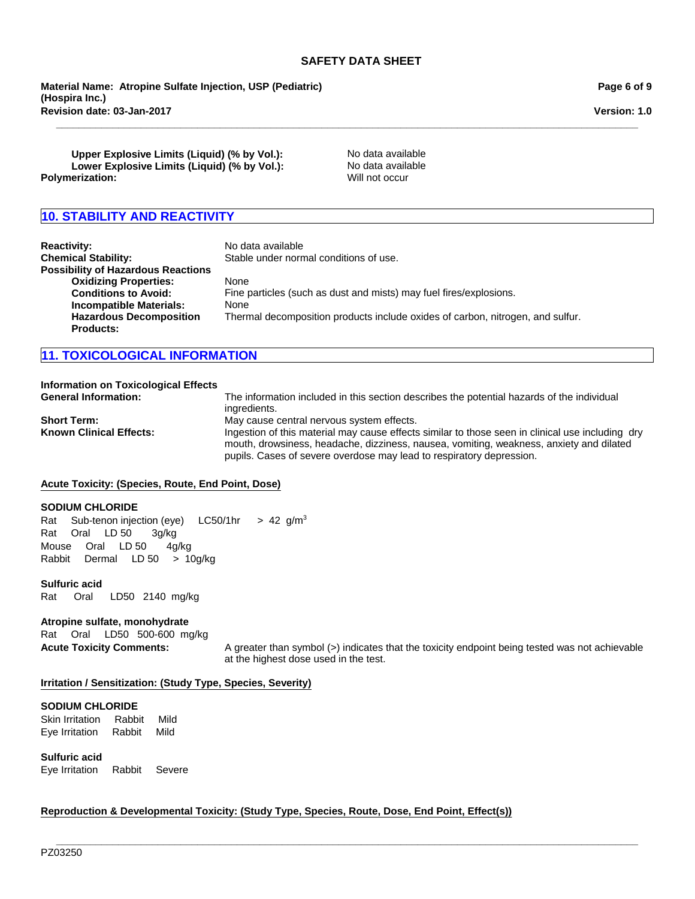**Upper Explosive Limits (Liquid) (% by Vol.):** No data available
**Lower Explosive Limits (Liquid) (% by Vol.):** No data available
**Polymerization:** Will not occur

## 10. STABILITY AND REACTIVITY

**Reactivity:** No data available
**Chemical Stability:** Stable under normal conditions of use.
**Possibility of Hazardous Reactions**
**Oxidizing Properties:** None
**Conditions to Avoid:** Fine particles (such as dust and mists) may fuel fires/explosions.
**Incompatible Materials:** None
**Hazardous Decomposition Products:** Thermal decomposition products include oxides of carbon, nitrogen, and sulfur.

## 11. TOXICOLOGICAL INFORMATION

**Information on Toxicological Effects**
**General Information:** The information included in this section describes the potential hazards of the individual ingredients.
**Short Term:** May cause central nervous system effects.
**Known Clinical Effects:** Ingestion of this material may cause effects similar to those seen in clinical use including dry mouth, drowsiness, headache, dizziness, nausea, vomiting, weakness, anxiety and dilated pupils. Cases of severe overdose may lead to respiratory depression.

### Acute Toxicity: (Species, Route, End Point, Dose)

**SODIUM CHLORIDE**
Rat Sub-tenon injection (eye) LC50/1hr > 42 g/m$^3$
Rat Oral LD 50 3g/kg
Mouse Oral LD 50 4g/kg
Rabbit Dermal LD 50 > 10g/kg

**Sulfuric acid**
Rat Oral LD50 2140 mg/kg

**Atropine sulfate, monohydrate**
Rat Oral LD50 500-600 mg/kg
**Acute Toxicity Comments:** A greater than symbol (>) indicates that the toxicity endpoint being tested was not achievable at the highest dose used in the test.

### Irritation / Sensitization: (Study Type, Species, Severity)

**SODIUM CHLORIDE**
Skin Irritation Rabbit Mild
Eye Irritation Rabbit Mild

**Sulfuric acid**
Eye Irritation Rabbit Severe

### Reproduction & Developmental Toxicity: (Study Type, Species, Route, Dose, End Point, Effect(s))

PZ03250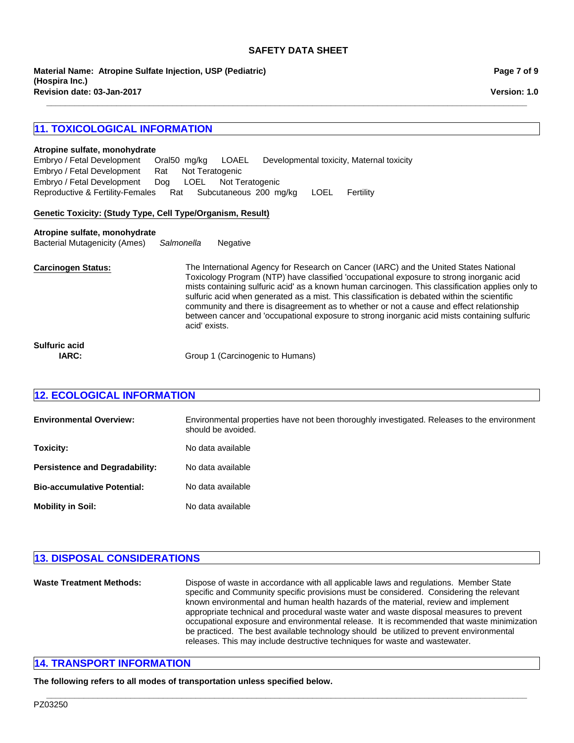## 11. TOXICOLOGICAL INFORMATION

**Atropine sulfate, monohydrate**

| | | | | |
|---|---|---|---|---|
| Embryo / Fetal Development | Oral50 mg/kg | LOAEL | Developmental toxicity, Maternal toxicity | |
| Embryo / Fetal Development | Rat | Not Teratogenic | | |
| Embryo / Fetal Development | Dog | LOEL | Not Teratogenic | |
| Reproductive & Fertility-Females | Rat | Subcutaneous 200 mg/kg | LOEL | Fertility |

**Genetic Toxicity: (Study Type, Cell Type/Organism, Result)**

**Atropine sulfate, monohydrate**

Bacterial Mutagenicity (Ames) *Salmonella* Negative

**Carcinogen Status:** The International Agency for Research on Cancer (IARC) and the United States National Toxicology Program (NTP) have classified 'occupational exposure to strong inorganic acid mists containing sulfuric acid' as a known human carcinogen. This classification applies only to sulfuric acid when generated as a mist. This classification is debated within the scientific community and there is disagreement as to whether or not a cause and effect relationship between cancer and 'occupational exposure to strong inorganic acid mists containing sulfuric acid' exists.

**Sulfuric acid**

**IARC:** Group 1 (Carcinogenic to Humans)

## 12. ECOLOGICAL INFORMATION

**Environmental Overview:** Environmental properties have not been thoroughly investigated. Releases to the environment should be avoided.

**Toxicity:** No data available

**Persistence and Degradability:** No data available

**Bio-accumulative Potential:** No data available

**Mobility in Soil:** No data available

## 13. DISPOSAL CONSIDERATIONS

**Waste Treatment Methods:** Dispose of waste in accordance with all applicable laws and regulations. Member State specific and Community specific provisions must be considered. Considering the relevant known environmental and human health hazards of the material, review and implement appropriate technical and procedural waste water and waste disposal measures to prevent occupational exposure and environmental release. It is recommended that waste minimization be practiced. The best available technology should be utilized to prevent environmental releases. This may include destructive techniques for waste and wastewater.

## 14. TRANSPORT INFORMATION

**The following refers to all modes of transportation unless specified below.**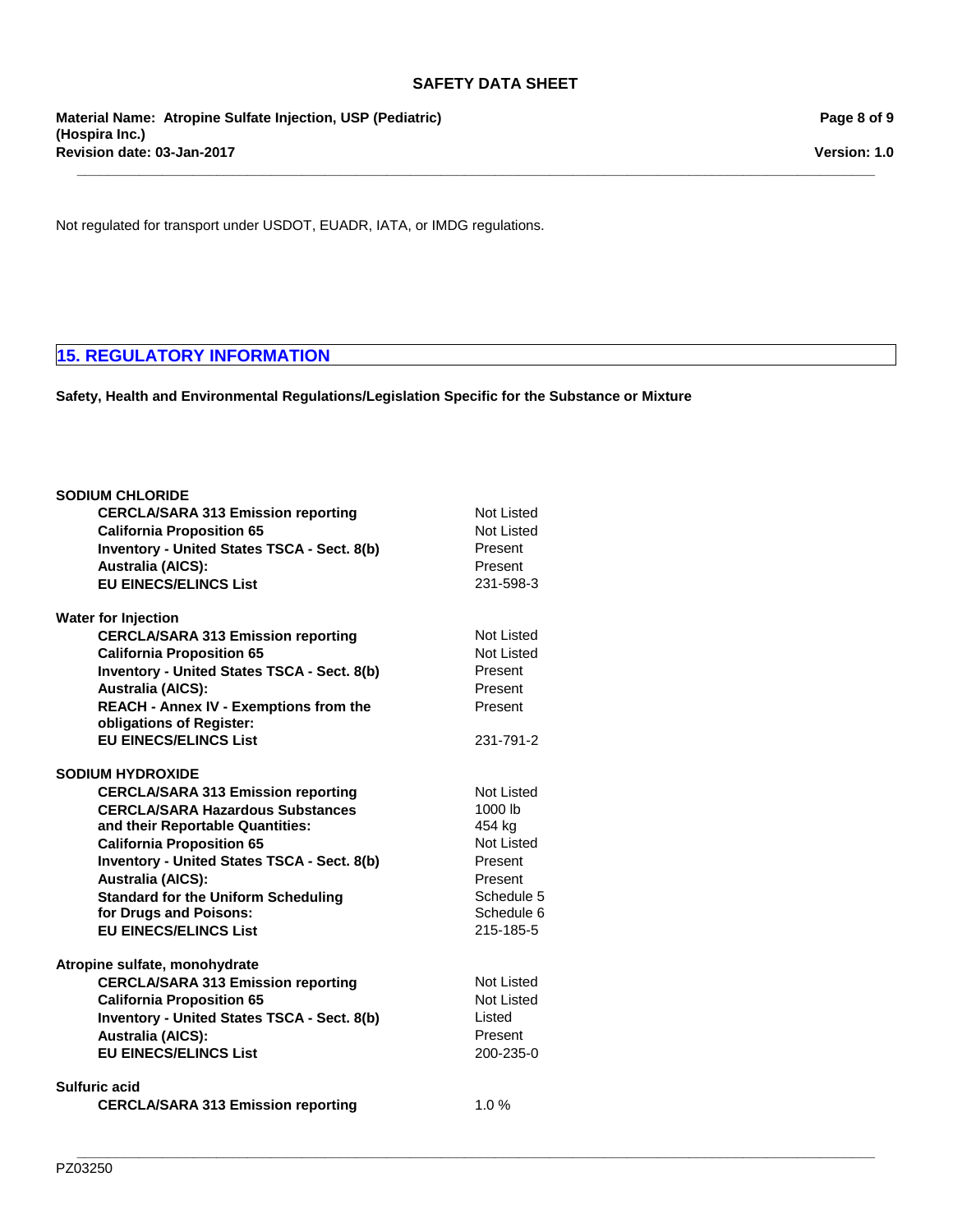Not regulated for transport under USDOT, EUADR, IATA, or IMDG regulations.

## 15. REGULATORY INFORMATION

**Safety, Health and Environmental Regulations/Legislation Specific for the Substance or Mixture**

**SODIUM CHLORIDE**

| | |
|---|---|
| **CERCLA/SARA 313 Emission reporting** | Not Listed |
| **California Proposition 65** | Not Listed |
| **Inventory - United States TSCA - Sect. 8(b)** | Present |
| **Australia (AICS):** | Present |
| **EU EINECS/ELINCS List** | 231-598-3 |

**Water for Injection**

| | |
|---|---|
| **CERCLA/SARA 313 Emission reporting** | Not Listed |
| **California Proposition 65** | Not Listed |
| **Inventory - United States TSCA - Sect. 8(b)** | Present |
| **Australia (AICS):** | Present |
| **REACH - Annex IV - Exemptions from the obligations of Register:** | Present |
| **EU EINECS/ELINCS List** | 231-791-2 |

**SODIUM HYDROXIDE**

| | |
|---|---|
| **CERCLA/SARA 313 Emission reporting** | Not Listed |
| **CERCLA/SARA Hazardous Substances and their Reportable Quantities:** | 1000 lb<br>454 kg |
| **California Proposition 65** | Not Listed |
| **Inventory - United States TSCA - Sect. 8(b)** | Present |
| **Australia (AICS):** | Present |
| **Standard for the Uniform Scheduling for Drugs and Poisons:** | Schedule 5<br>Schedule 6 |
| **EU EINECS/ELINCS List** | 215-185-5 |

**Atropine sulfate, monohydrate**

| | |
|---|---|
| **CERCLA/SARA 313 Emission reporting** | Not Listed |
| **California Proposition 65** | Not Listed |
| **Inventory - United States TSCA - Sect. 8(b)** | Listed |
| **Australia (AICS):** | Present |
| **EU EINECS/ELINCS List** | 200-235-0 |

**Sulfuric acid**

| | |
|---|---|
| **CERCLA/SARA 313 Emission reporting** | 1.0 % |

PZ03250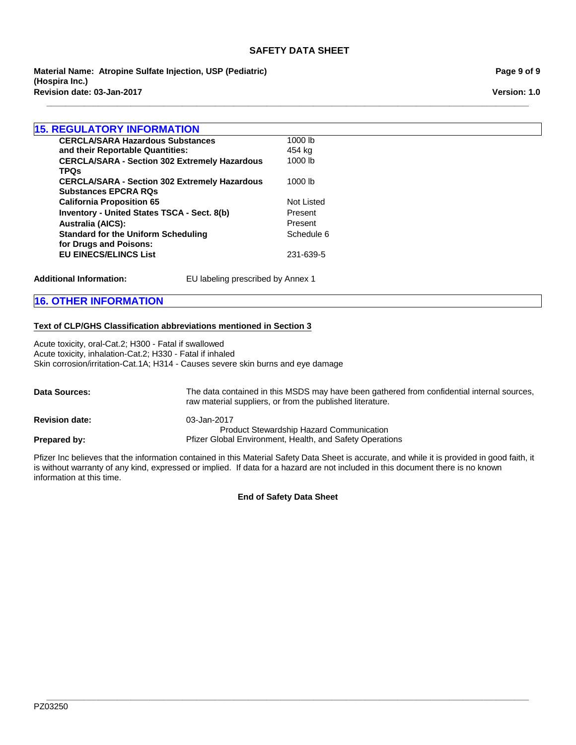## 15. REGULATORY INFORMATION

| | |
|---|---|
| **CERCLA/SARA Hazardous Substances and their Reportable Quantities:** | 1000 lb<br>454 kg |
| **CERCLA/SARA - Section 302 Extremely Hazardous TPQs** | 1000 lb |
| **CERCLA/SARA - Section 302 Extremely Hazardous Substances EPCRA RQs** | 1000 lb |
| **California Proposition 65** | Not Listed |
| **Inventory - United States TSCA - Sect. 8(b)** | Present |
| **Australia (AICS):** | Present |
| **Standard for the Uniform Scheduling for Drugs and Poisons:** | Schedule 6 |
| **EU EINECS/ELINCS List** | 231-639-5 |

**Additional Information:** EU labeling prescribed by Annex 1

## 16. OTHER INFORMATION

**Text of CLP/GHS Classification abbreviations mentioned in Section 3**

Acute toxicity, oral-Cat.2; H300 - Fatal if swallowed
Acute toxicity, inhalation-Cat.2; H330 - Fatal if inhaled
Skin corrosion/irritation-Cat.1A; H314 - Causes severe skin burns and eye damage

**Data Sources:** The data contained in this MSDS may have been gathered from confidential internal sources, raw material suppliers, or from the published literature.

**Revision date:** 03-Jan-2017

**Prepared by:** Product Stewardship Hazard Communication
Pfizer Global Environment, Health, and Safety Operations

Pfizer Inc believes that the information contained in this Material Safety Data Sheet is accurate, and while it is provided in good faith, it is without warranty of any kind, expressed or implied. If data for a hazard are not included in this document there is no known information at this time.

**End of Safety Data Sheet**